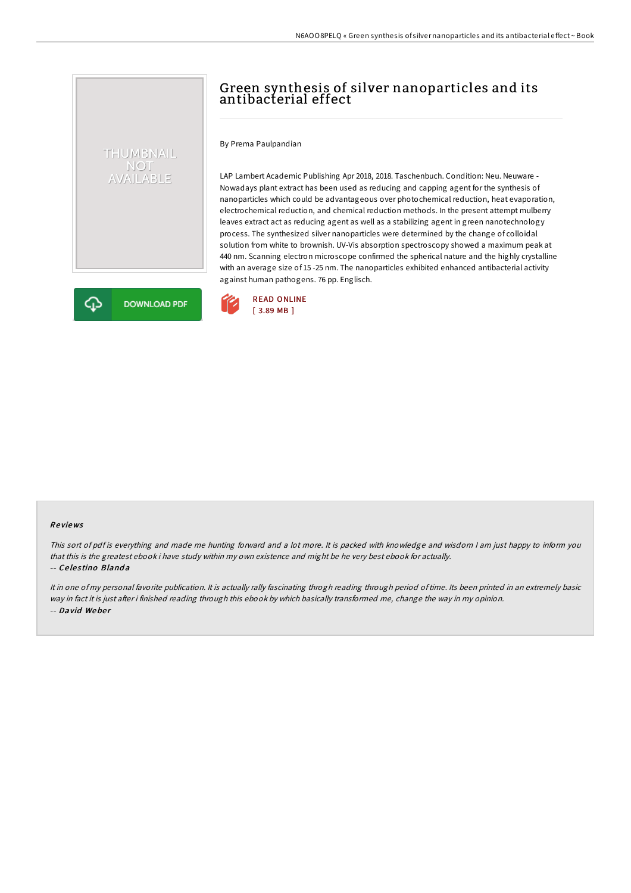# Green synthesis of silver nanoparticles and its antibacterial effect

By Prema Paulpandian

LAP Lambert Academic Publishing Apr 2018, 2018. Taschenbuch. Condition: Neu. Neuware - Nowadays plant extract has been used as reducing and capping agent for the synthesis of nanoparticles which could be advantageous over photochemical reduction, heat evaporation, electrochemical reduction, and chemical reduction methods. In the present attempt mulberry leaves extract act as reducing agent as well as a stabilizing agent in green nanotechnology process. The synthesized silver nanoparticles were determined by the change of colloidal solution from white to brownish. UV-Vis absorption spectroscopy showed a maximum peak at 440 nm. Scanning electron microscope confirmed the spherical nature and the highly crystalline with an average size of 15 -25 nm. The nanoparticles exhibited enhanced antibacterial activity against human pathogens. 76 pp. Englisch.

DOWNLOAD PDF

READ ONLINE
[ 3.89 MB ]

## Reviews

*This sort of pdf is everything and made me hunting forward and a lot more. It is packed with knowledge and wisdom I am just happy to inform you that this is the greatest ebook i have study within my own existence and might be he very best ebook for actually.*
-- *Celestino Blanda*

*It in one of my personal favorite publication. It is actually rally fascinating throgh reading through period of time. Its been printed in an extremely basic way in fact it is just after i finished reading through this ebook by which basically transformed me, change the way in my opinion.*
-- *David Weber*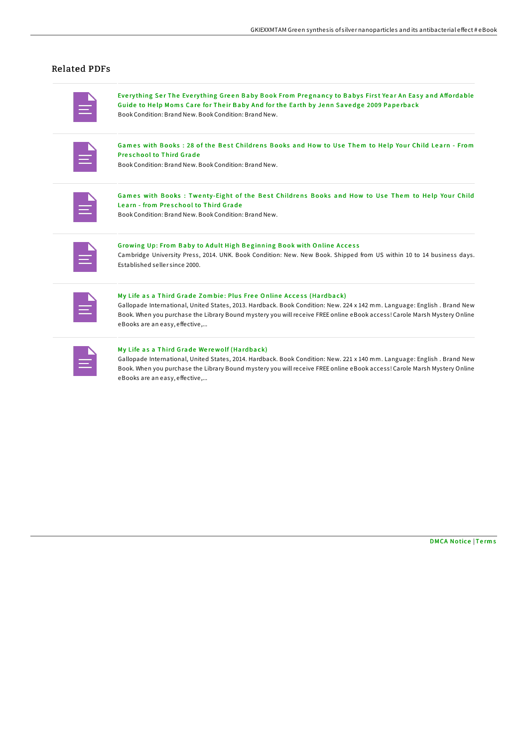## Related PDFs

**Everything Ser The Everything Green Baby Book From Pregnancy to Babys First Year An Easy and Affordable Guide to Help Moms Care for Their Baby And for the Earth by Jenn Savedge 2009 Paperback**
Book Condition: Brand New. Book Condition: Brand New.

**Games with Books : 28 of the Best Childrens Books and How to Use Them to Help Your Child Learn - From Preschool to Third Grade**
Book Condition: Brand New. Book Condition: Brand New.

**Games with Books : Twenty-Eight of the Best Childrens Books and How to Use Them to Help Your Child Learn - from Preschool to Third Grade**
Book Condition: Brand New. Book Condition: Brand New.

**Growing Up: From Baby to Adult High Beginning Book with Online Access**
Cambridge University Press, 2014. UNK. Book Condition: New. New Book. Shipped from US within 10 to 14 business days. Established seller since 2000.

**My Life as a Third Grade Zombie: Plus Free Online Access (Hardback)**
Gallopade International, United States, 2013. Hardback. Book Condition: New. 224 x 142 mm. Language: English . Brand New Book. When you purchase the Library Bound mystery you will receive FREE online eBook access! Carole Marsh Mystery Online eBooks are an easy, effective,...

**My Life as a Third Grade Werewolf (Hardback)**
Gallopade International, United States, 2014. Hardback. Book Condition: New. 221 x 140 mm. Language: English . Brand New Book. When you purchase the Library Bound mystery you will receive FREE online eBook access! Carole Marsh Mystery Online eBooks are an easy, effective,...